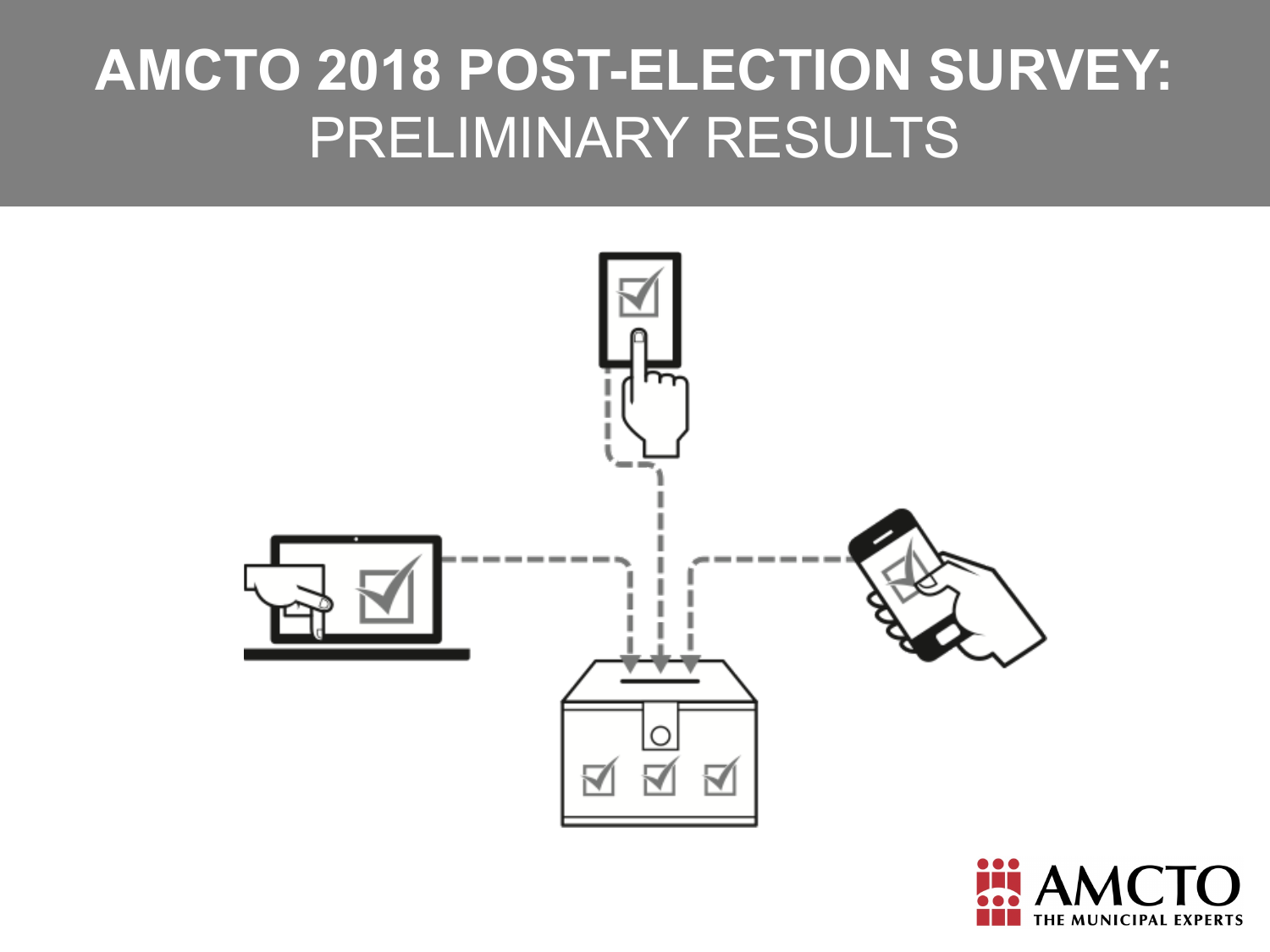# AMCTO 2018 POST-ELECTION SURVEY:

## PRELIMINARY RESULTS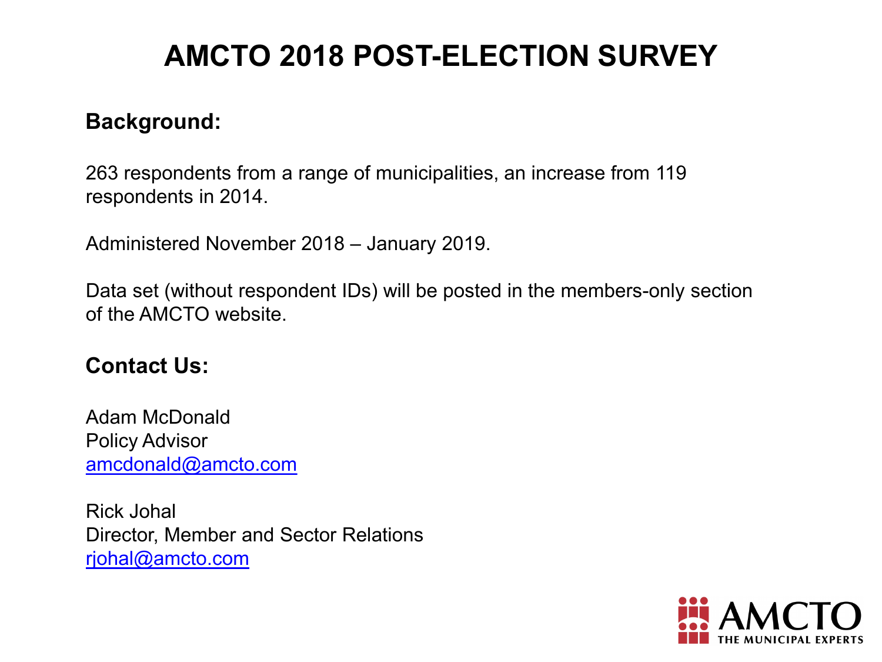# AMCTO 2018 POST-ELECTION SURVEY

## Background:

263 respondents from a range of municipalities, an increase from 119 respondents in 2014.

Administered November 2018 – January 2019.

Data set (without respondent IDs) will be posted in the members-only section of the AMCTO website.

## Contact Us:

Adam McDonald
Policy Advisor
amcdonald@amcto.com

Rick Johal
Director, Member and Sector Relations
rjohal@amcto.com

AMCTO
THE MUNICIPAL EXPERTS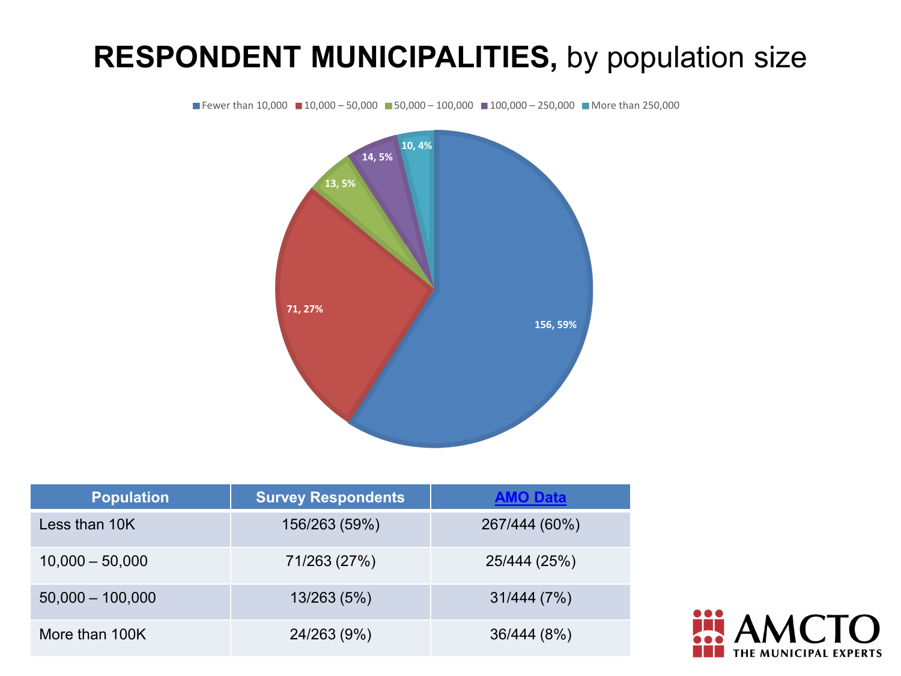# RESPONDENT MUNICIPALITIES, by population size

Fewer than 10,000 | 10,000 – 50,000 | 50,000 – 100,000 | 100,000 – 250,000 | More than 250,000

156, 59%
71, 27%
13, 5%
14, 5%
10, 4%

| Population | Survey Respondents | AMO Data |
|---|---|---|
| Less than 10K | 156/263 (59%) | 267/444 (60%) |
| 10,000 – 50,000 | 71/263 (27%) | 25/444 (25%) |
| 50,000 – 100,000 | 13/263 (5%) | 31/444 (7%) |
| More than 100K | 24/263 (9%) | 36/444 (8%) |

AMCTO
THE MUNICIPAL EXPERTS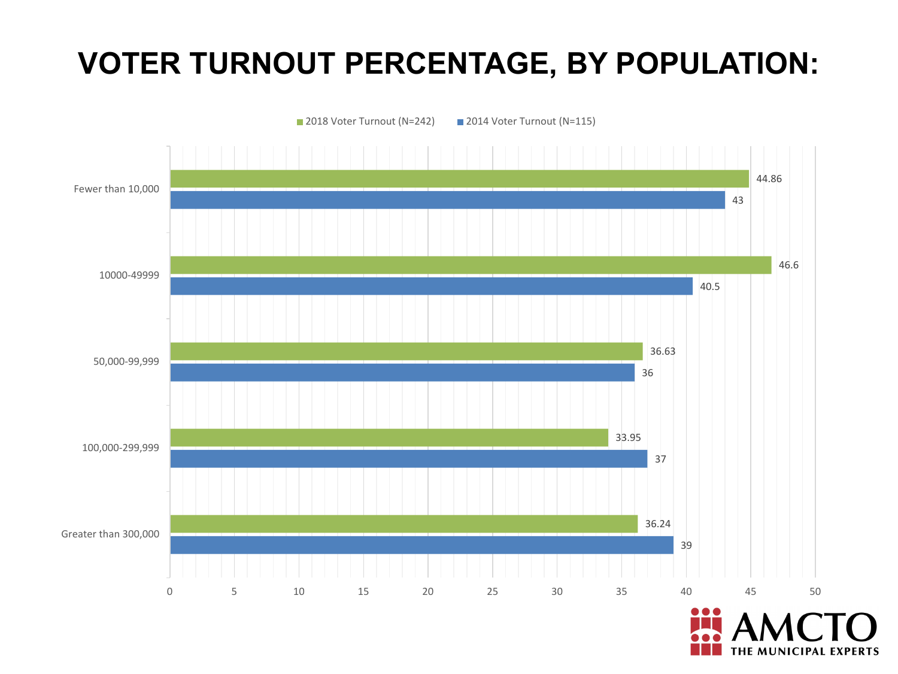# VOTER TURNOUT PERCENTAGE, BY POPULATION:

| Population | 2018 Voter Turnout (N=242) | 2014 Voter Turnout (N=115) |
| --- | --- | --- |
| Fewer than 10,000 | 44.86 | 43 |
| 10000-49999 | 46.6 | 40.5 |
| 50,000-99,999 | 36.63 | 36 |
| 100,000-299,999 | 33.95 | 37 |
| Greater than 300,000 | 36.24 | 39 |

AMCTO THE MUNICIPAL EXPERTS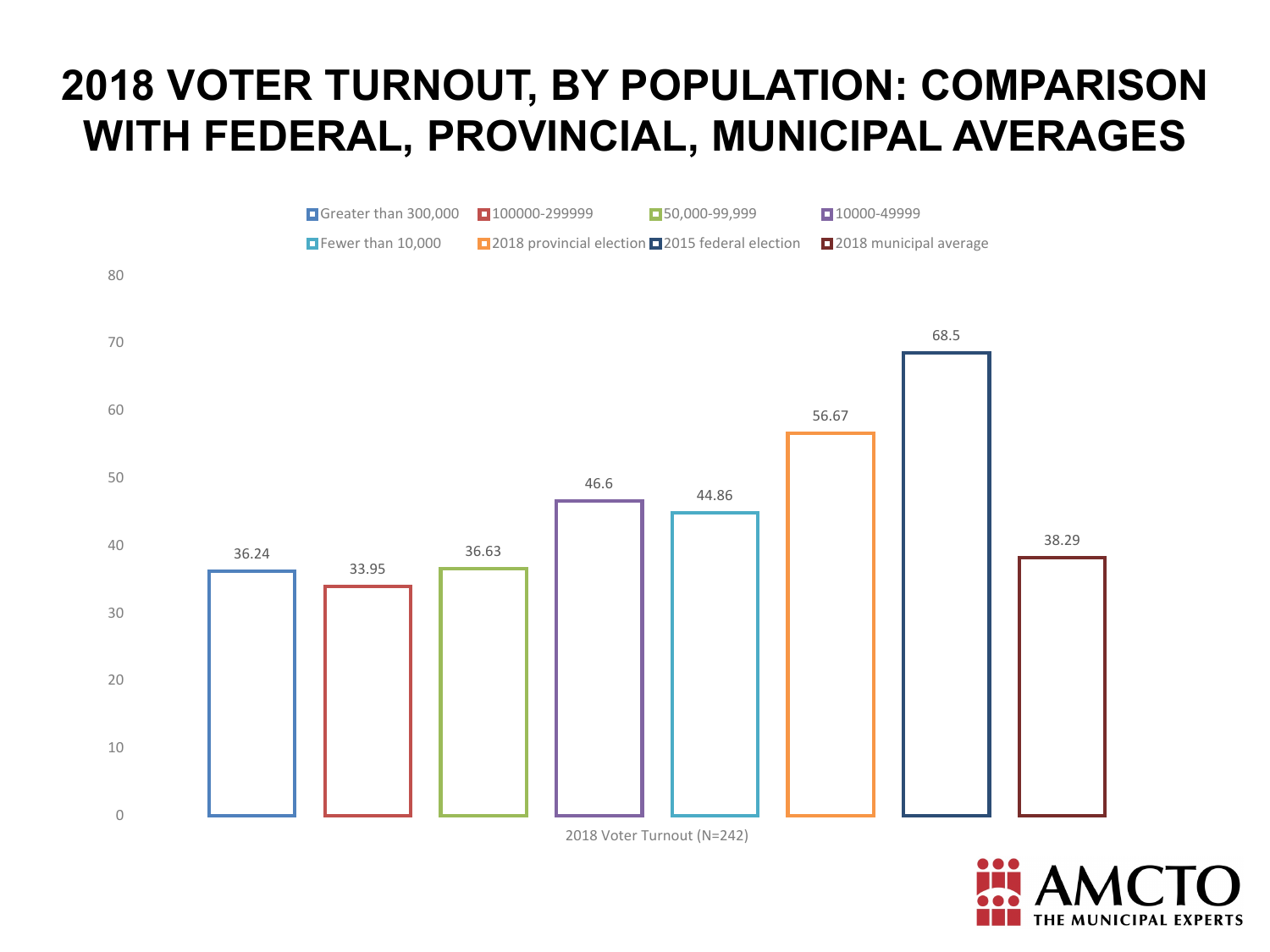# 2018 VOTER TURNOUT, BY POPULATION: COMPARISON WITH FEDERAL, PROVINCIAL, MUNICIPAL AVERAGES

| 2018 Voter Turnout (N=242) | Value |
| --- | --- |
| Greater than 300,000 | 36.24 |
| 100000-299999 | 33.95 |
| 50,000-99,999 | 36.63 |
| 10000-49999 | 46.6 |
| Fewer than 10,000 | 44.86 |
| 2018 provincial election | 56.67 |
| 2015 federal election | 68.5 |
| 2018 municipal average | 38.29 |

AMCTO THE MUNICIPAL EXPERTS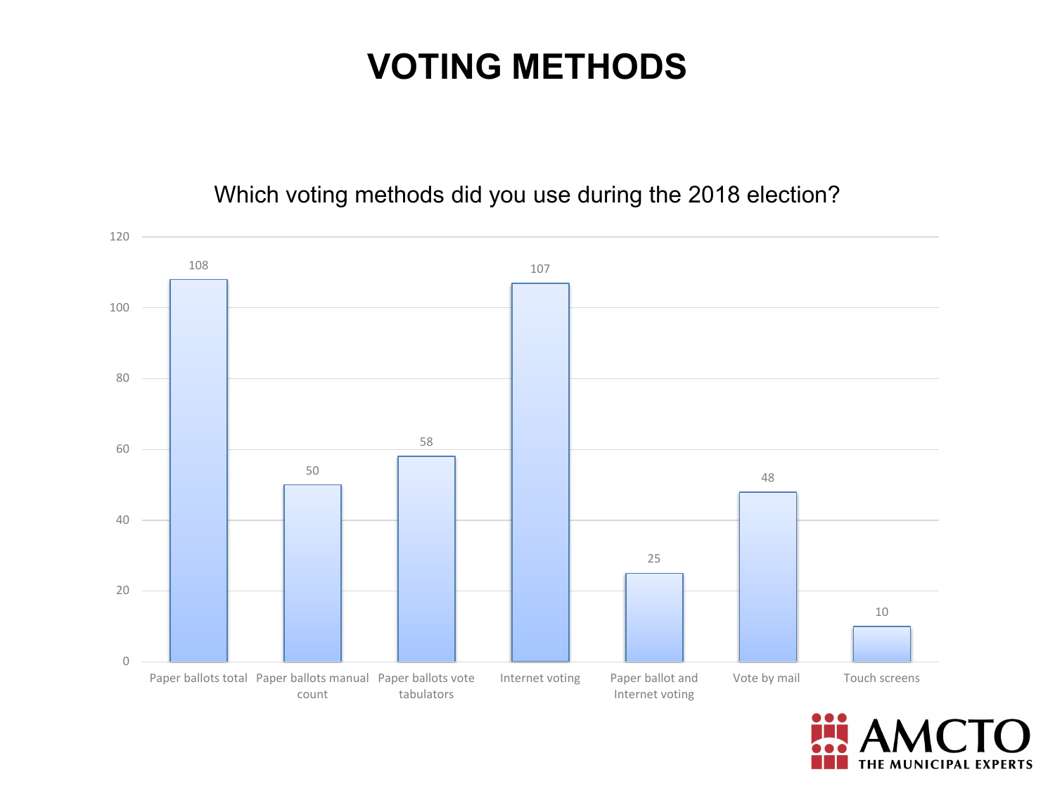# VOTING METHODS

Which voting methods did you use during the 2018 election?

| Voting method | Count |
| --- | --- |
| Paper ballots total | 108 |
| Paper ballots manual count | 50 |
| Paper ballots vote tabulators | 58 |
| Internet voting | 107 |
| Paper ballot and Internet voting | 25 |
| Vote by mail | 48 |
| Touch screens | 10 |

AMCTO THE MUNICIPAL EXPERTS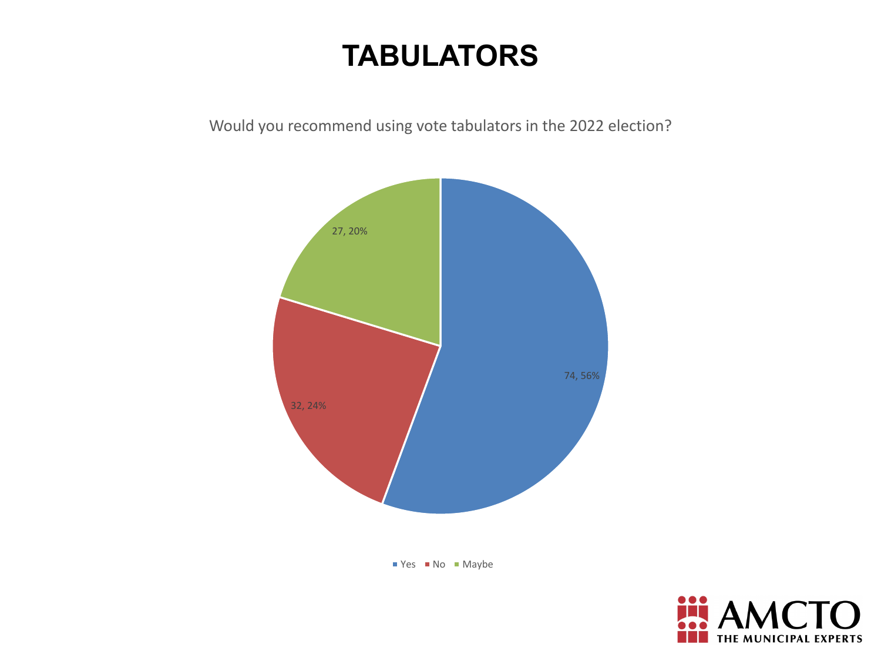# TABULATORS

Would you recommend using vote tabulators in the 2022 election?

| Response | Count | Percentage |
|---|---|---|
| Yes | 74 | 56% |
| No | 32 | 24% |
| Maybe | 27 | 20% |

AMCTO THE MUNICIPAL EXPERTS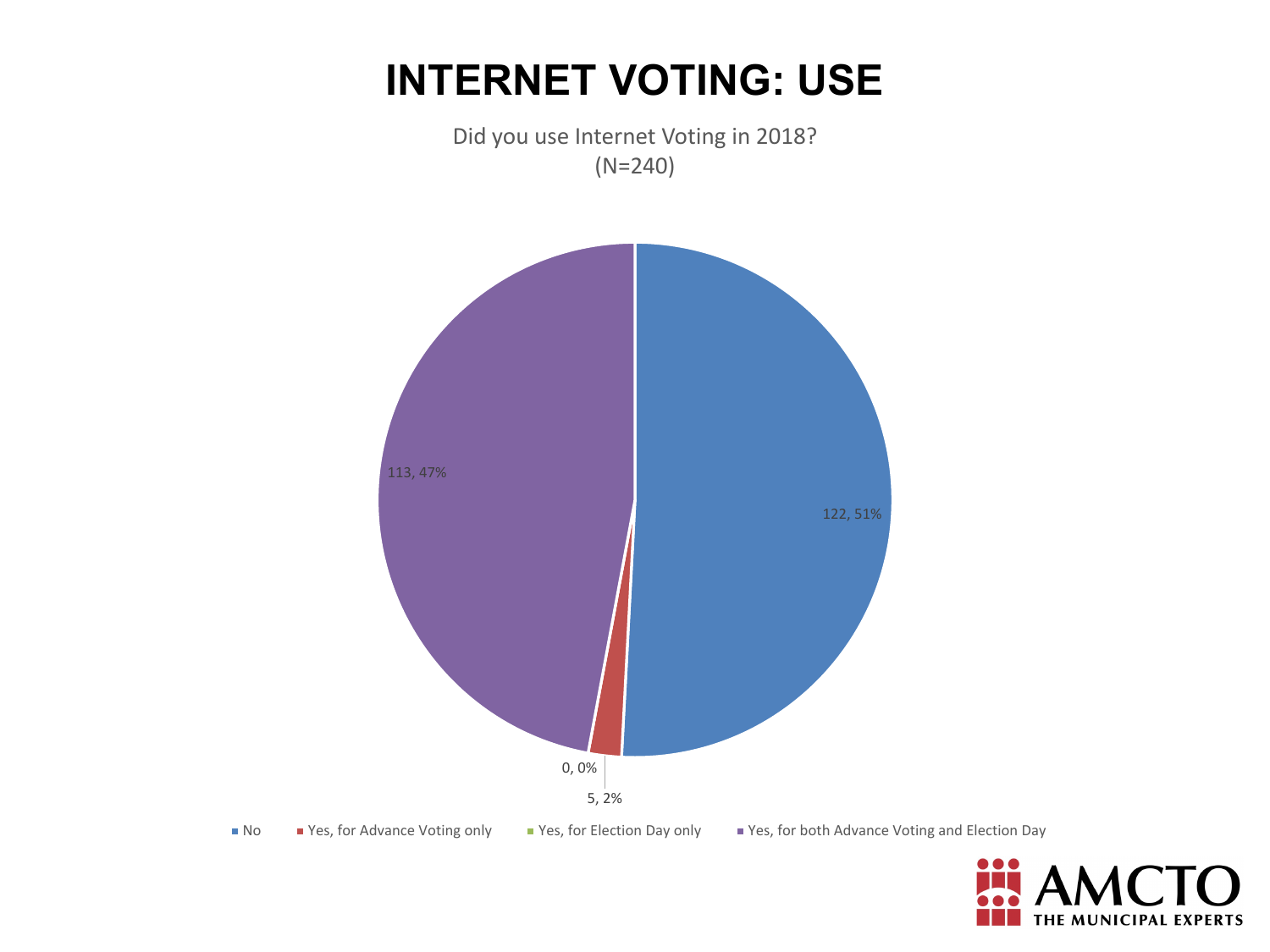# INTERNET VOTING: USE

Did you use Internet Voting in 2018?
(N=240)

| Response | Count | Percent |
|---|---|---|
| No | 122 | 51% |
| Yes, for Advance Voting only | 5 | 2% |
| Yes, for Election Day only | 0 | 0% |
| Yes, for both Advance Voting and Election Day | 113 | 47% |

AMCTO THE MUNICIPAL EXPERTS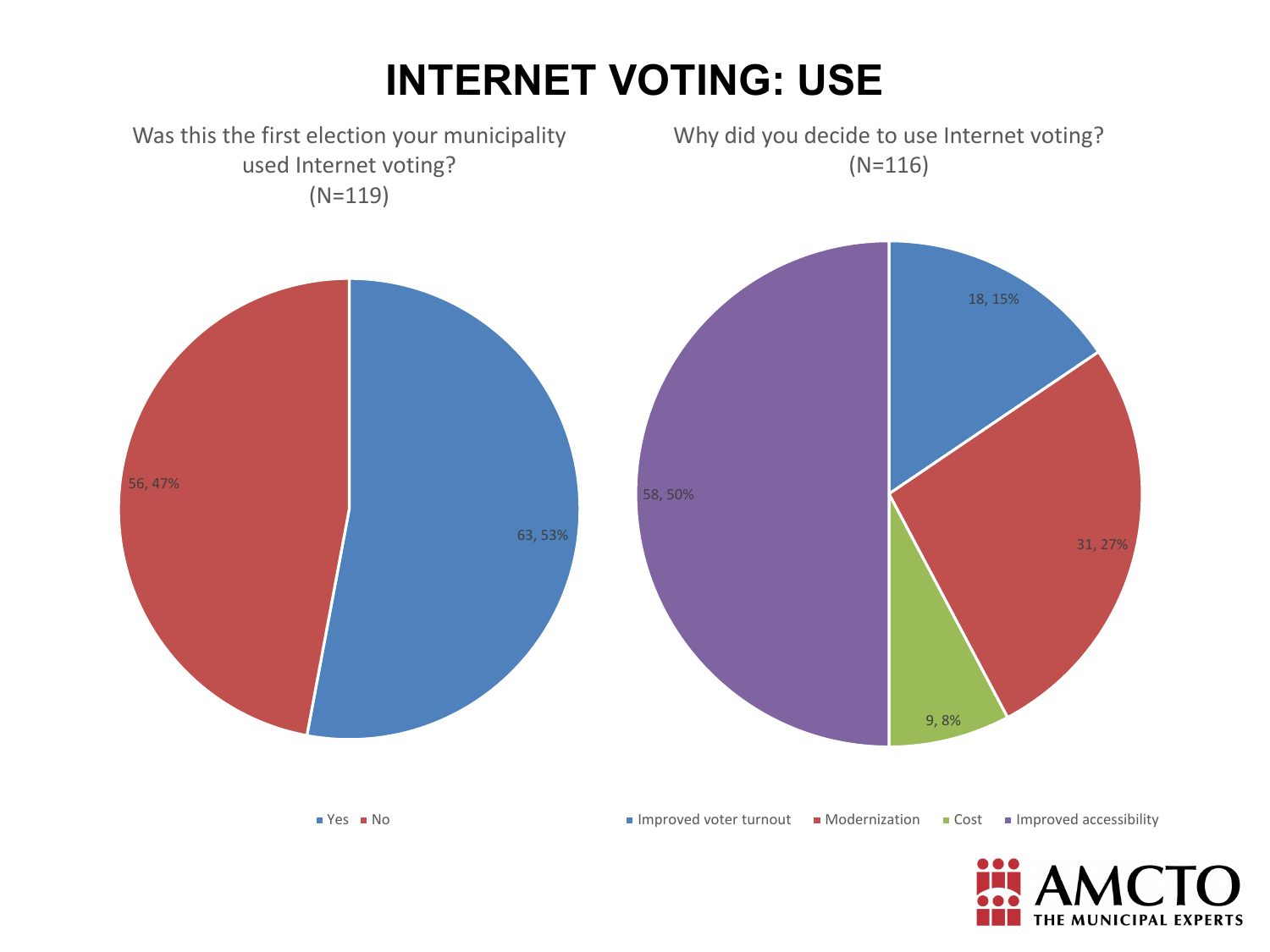# INTERNET VOTING: USE

Was this the first election your municipality used Internet voting?
(N=119)

| Response | Count | Percent |
| --- | --- | --- |
| Yes | 63 | 53% |
| No | 56 | 47% |

Why did you decide to use Internet voting?
(N=116)

| Reason | Count | Percent |
| --- | --- | --- |
| Improved voter turnout | 18 | 15% |
| Modernization | 31 | 27% |
| Cost | 9 | 8% |
| Improved accessibility | 58 | 50% |

AMCTO THE MUNICIPAL EXPERTS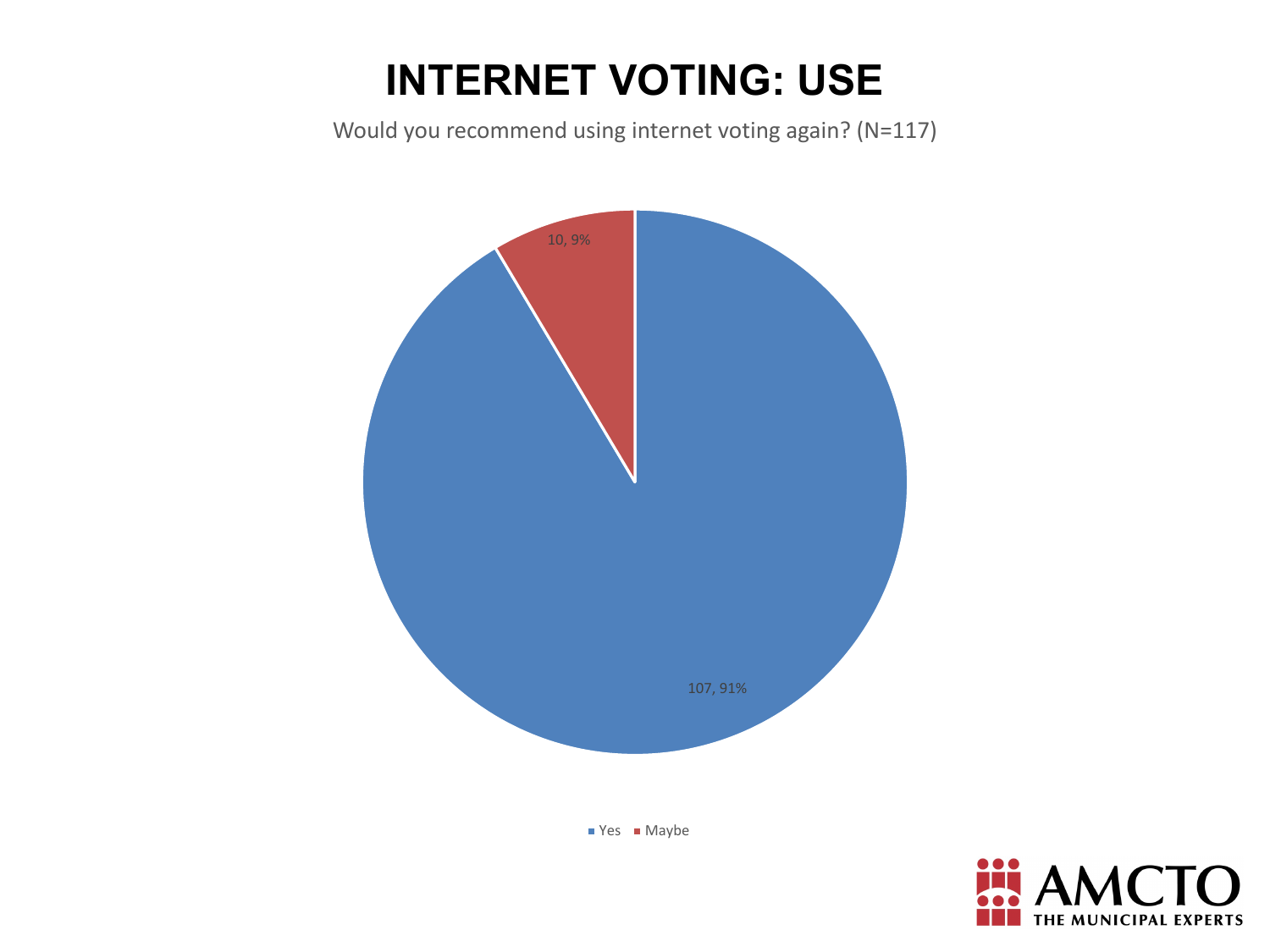# INTERNET VOTING: USE

Would you recommend using internet voting again? (N=117)

| Response | Count | Percentage |
| --- | --- | --- |
| Yes | 107 | 91% |
| Maybe | 10 | 9% |

AMCTO
THE MUNICIPAL EXPERTS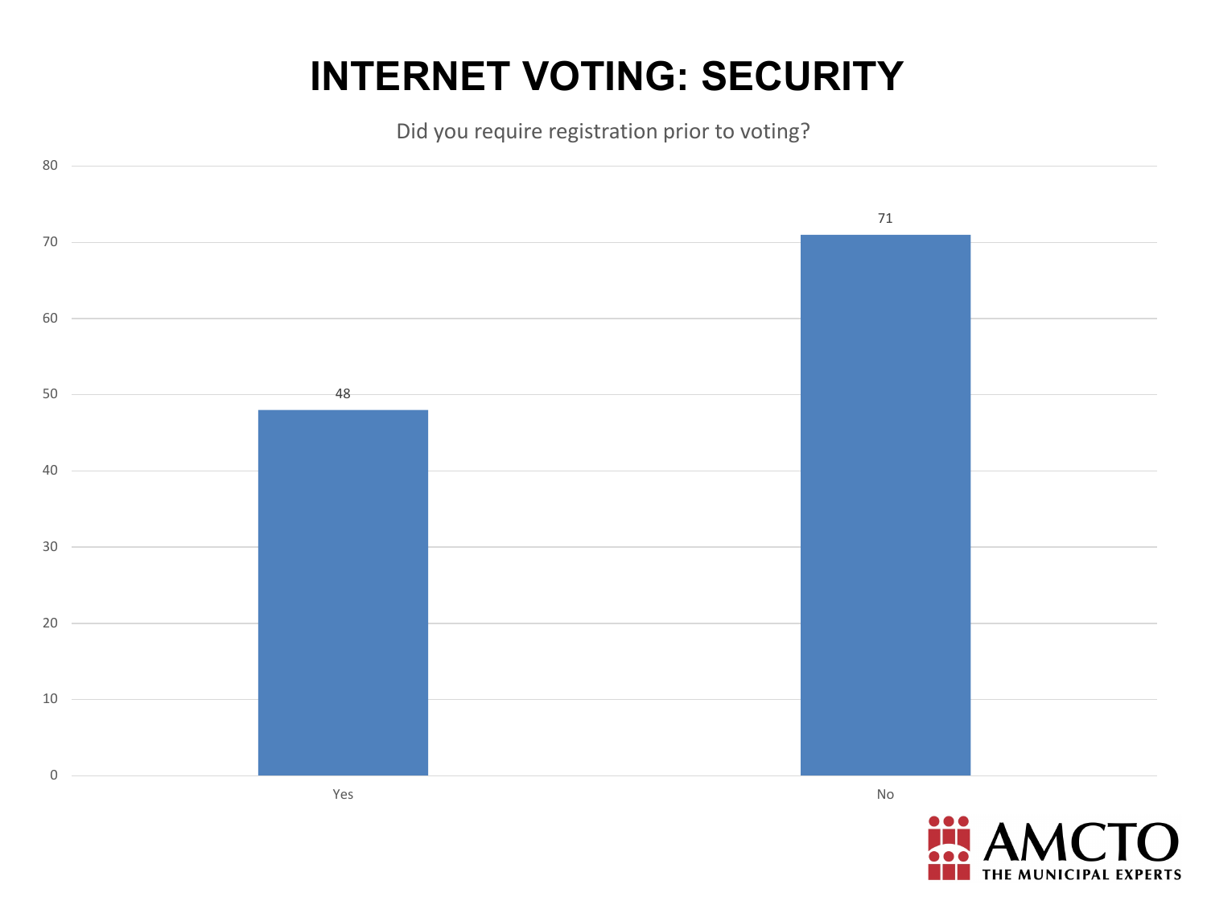# INTERNET VOTING: SECURITY

Did you require registration prior to voting?

| Response | Count |
|---|---|
| Yes | 48 |
| No | 71 |

AMCTO THE MUNICIPAL EXPERTS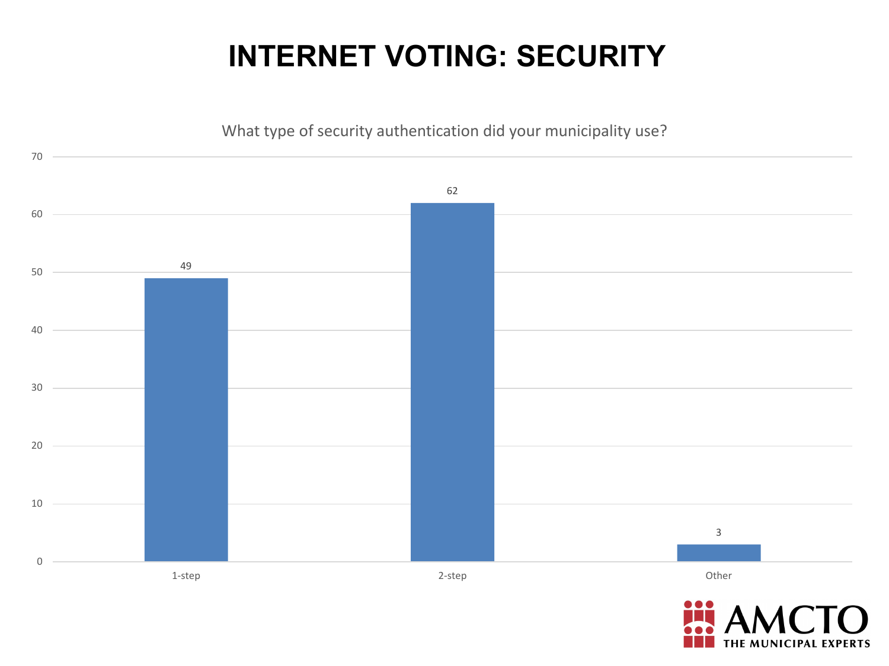# INTERNET VOTING: SECURITY

What type of security authentication did your municipality use?

| Authentication type | Count |
| --- | --- |
| 1-step | 49 |
| 2-step | 62 |
| Other | 3 |

AMCTO THE MUNICIPAL EXPERTS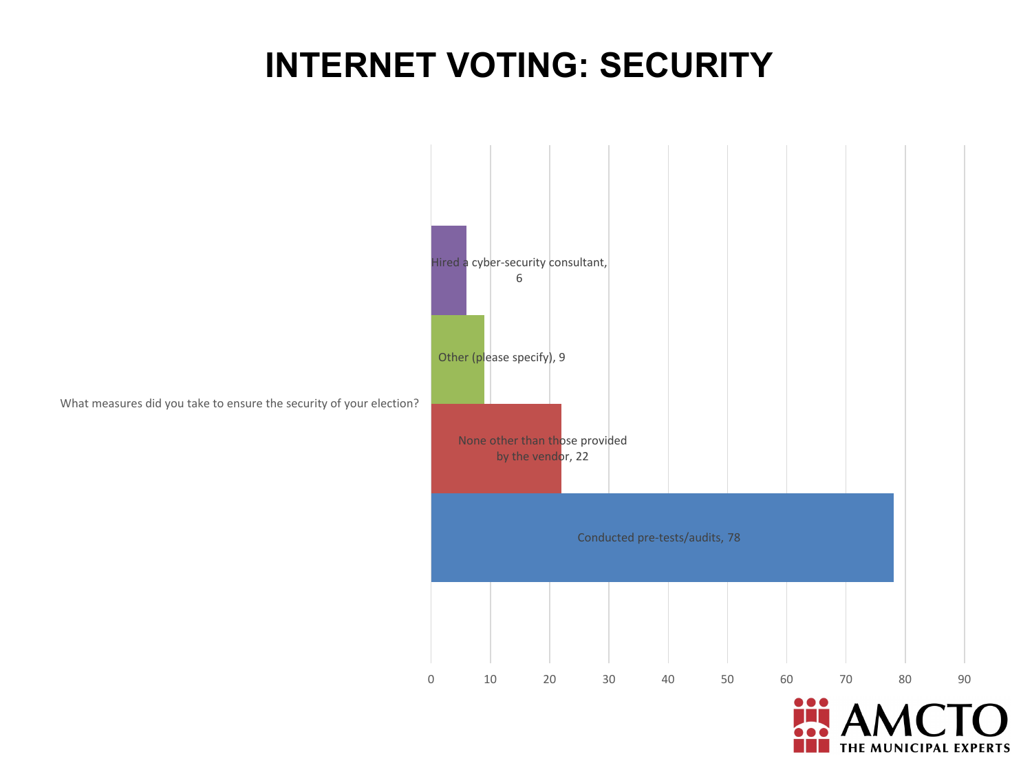# INTERNET VOTING: SECURITY

What measures did you take to ensure the security of your election?

| Response | Count |
| --- | --- |
| Hired a cyber-security consultant | 6 |
| Other (please specify) | 9 |
| None other than those provided by the vendor | 22 |
| Conducted pre-tests/audits | 78 |

AMCTO THE MUNICIPAL EXPERTS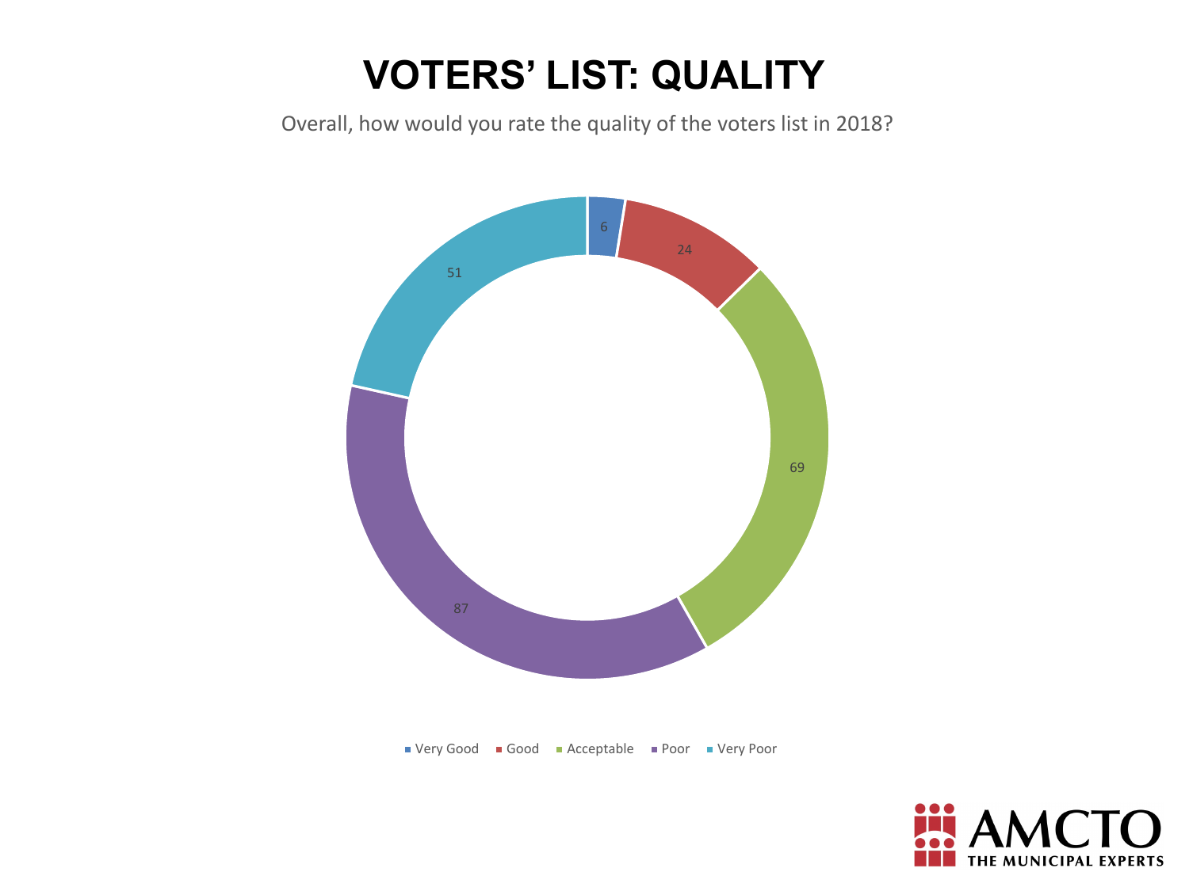# VOTERS' LIST: QUALITY

Overall, how would you rate the quality of the voters list in 2018?

| Rating | Count |
| --- | --- |
| Very Good | 6 |
| Good | 24 |
| Acceptable | 69 |
| Poor | 87 |
| Very Poor | 51 |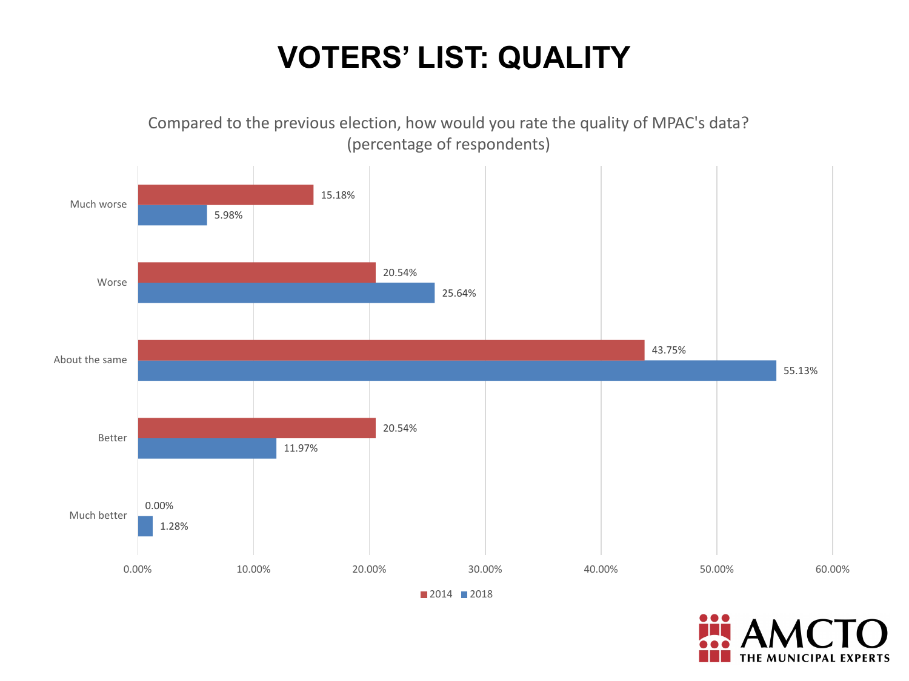# VOTERS' LIST: QUALITY

Compared to the previous election, how would you rate the quality of MPAC's data? (percentage of respondents)

| | 2014 | 2018 |
|---|---|---|
| Much worse | 15.18% | 5.98% |
| Worse | 20.54% | 25.64% |
| About the same | 43.75% | 55.13% |
| Better | 20.54% | 11.97% |
| Much better | 0.00% | 1.28% |

AMCTO THE MUNICIPAL EXPERTS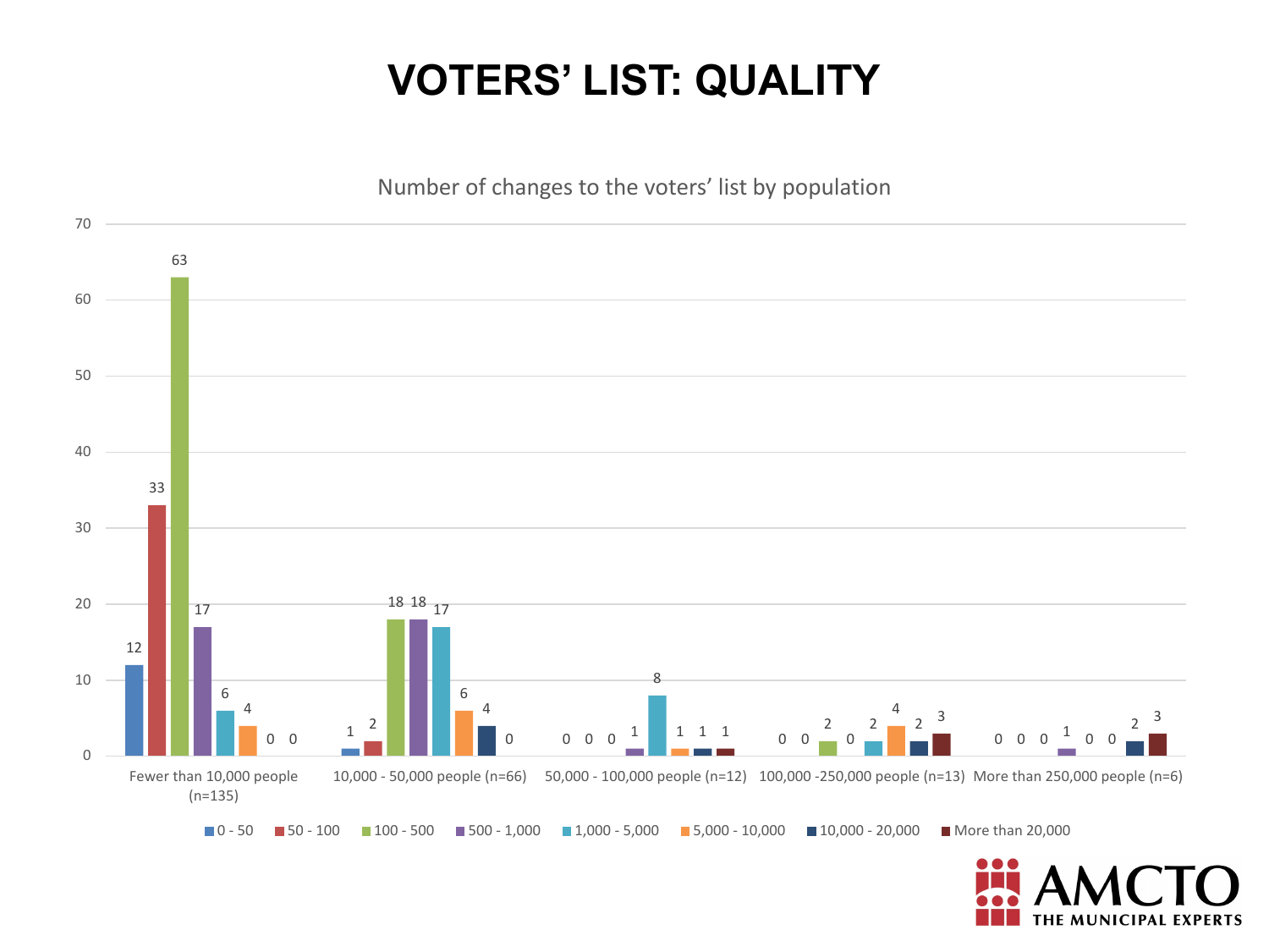# VOTERS' LIST: QUALITY

Number of changes to the voters' list by population

| | 0 - 50 | 50 - 100 | 100 - 500 | 500 - 1,000 | 1,000 - 5,000 | 5,000 - 10,000 | 10,000 - 20,000 | More than 20,000 |
|---|---|---|---|---|---|---|---|---|
| Fewer than 10,000 people (n=135) | 12 | 33 | 63 | 17 | 6 | 4 | 0 | 0 |
| 10,000 - 50,000 people (n=66) | 1 | 2 | 18 | 18 | 17 | 6 | 4 | 0 |
| 50,000 - 100,000 people (n=12) | 0 | 0 | 0 | 1 | 8 | 1 | 1 | 1 |
| 100,000 -250,000 people (n=13) | 0 | 0 | 2 | 0 | 2 | 4 | 2 | 3 |
| More than 250,000 people (n=6) | 0 | 0 | 0 | 1 | 0 | 0 | 2 | 3 |

AMCTO THE MUNICIPAL EXPERTS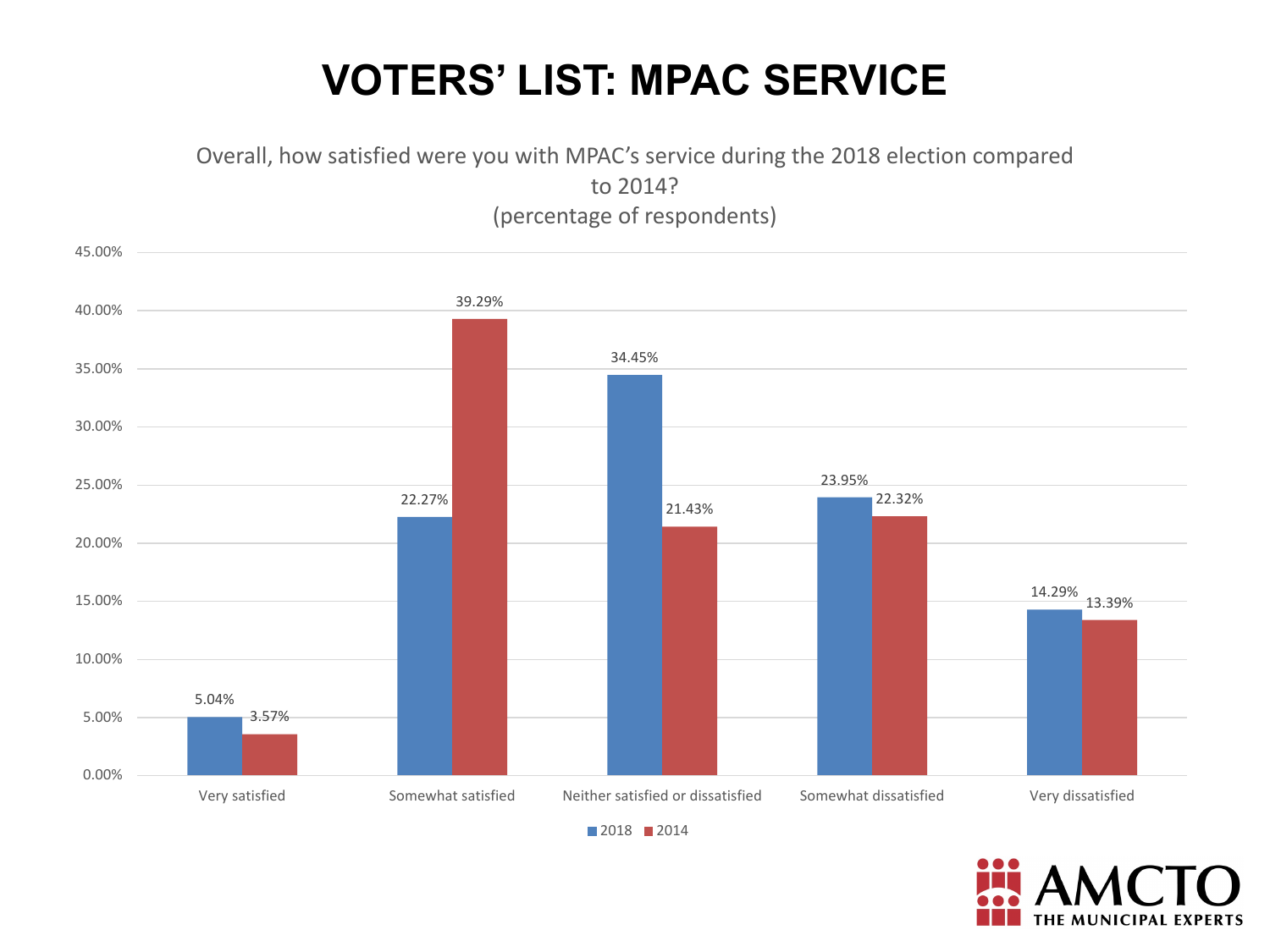# VOTERS' LIST: MPAC SERVICE

Overall, how satisfied were you with MPAC's service during the 2018 election compared to 2014?
(percentage of respondents)

| | 2018 | 2014 |
|---|---|---|
| Very satisfied | 5.04% | 3.57% |
| Somewhat satisfied | 22.27% | 39.29% |
| Neither satisfied or dissatisfied | 34.45% | 21.43% |
| Somewhat dissatisfied | 23.95% | 22.32% |
| Very dissatisfied | 14.29% | 13.39% |

AMCTO
THE MUNICIPAL EXPERTS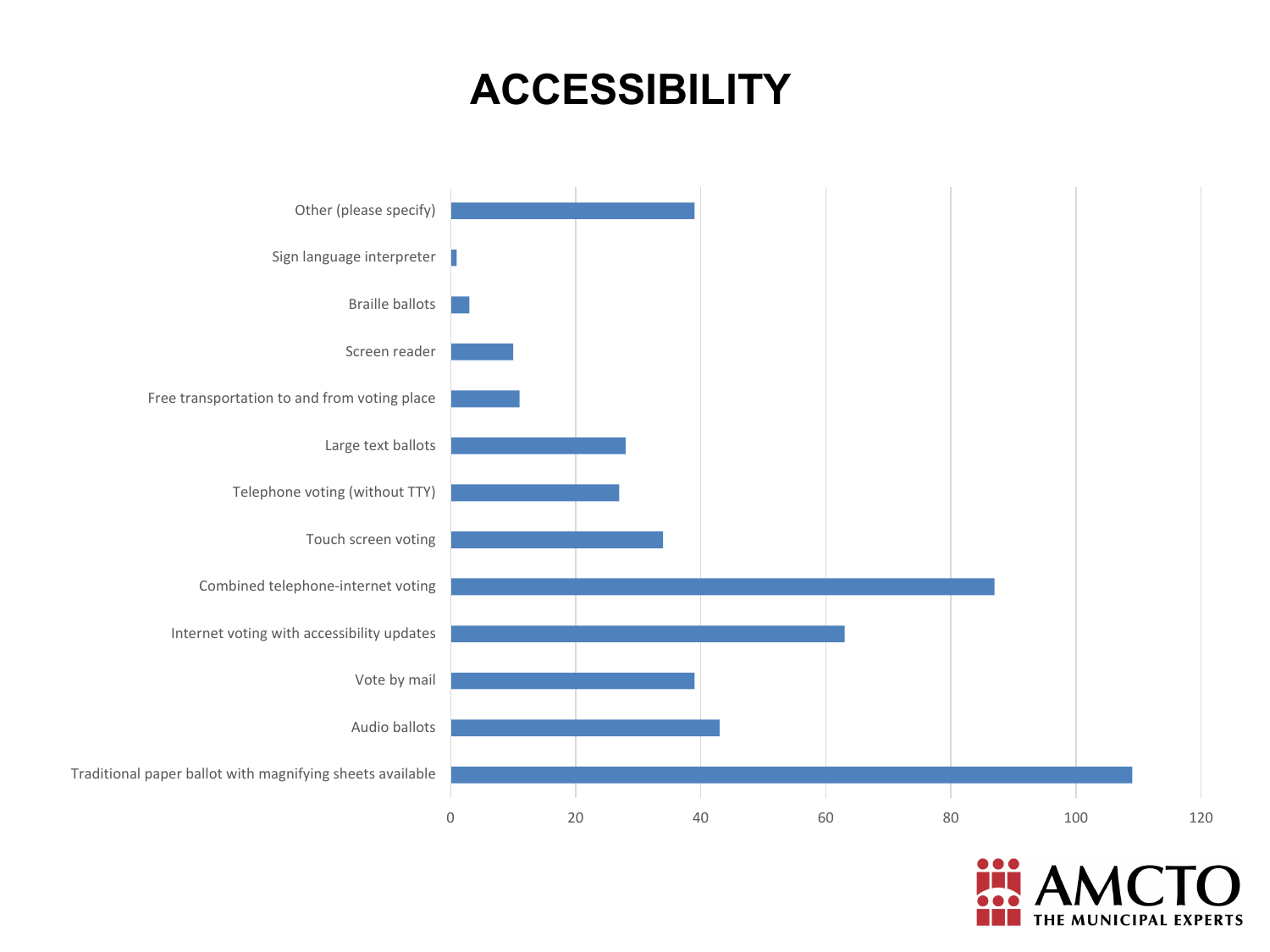# ACCESSIBILITY

| Option | Value |
|---|---|
| Other (please specify) | 39 |
| Sign language interpreter | 1 |
| Braille ballots | 3 |
| Screen reader | 10 |
| Free transportation to and from voting place | 11 |
| Large text ballots | 28 |
| Telephone voting (without TTY) | 27 |
| Touch screen voting | 34 |
| Combined telephone-internet voting | 87 |
| Internet voting with accessibility updates | 63 |
| Vote by mail | 39 |
| Audio ballots | 43 |
| Traditional paper ballot with magnifying sheets available | 109 |

AMCTO THE MUNICIPAL EXPERTS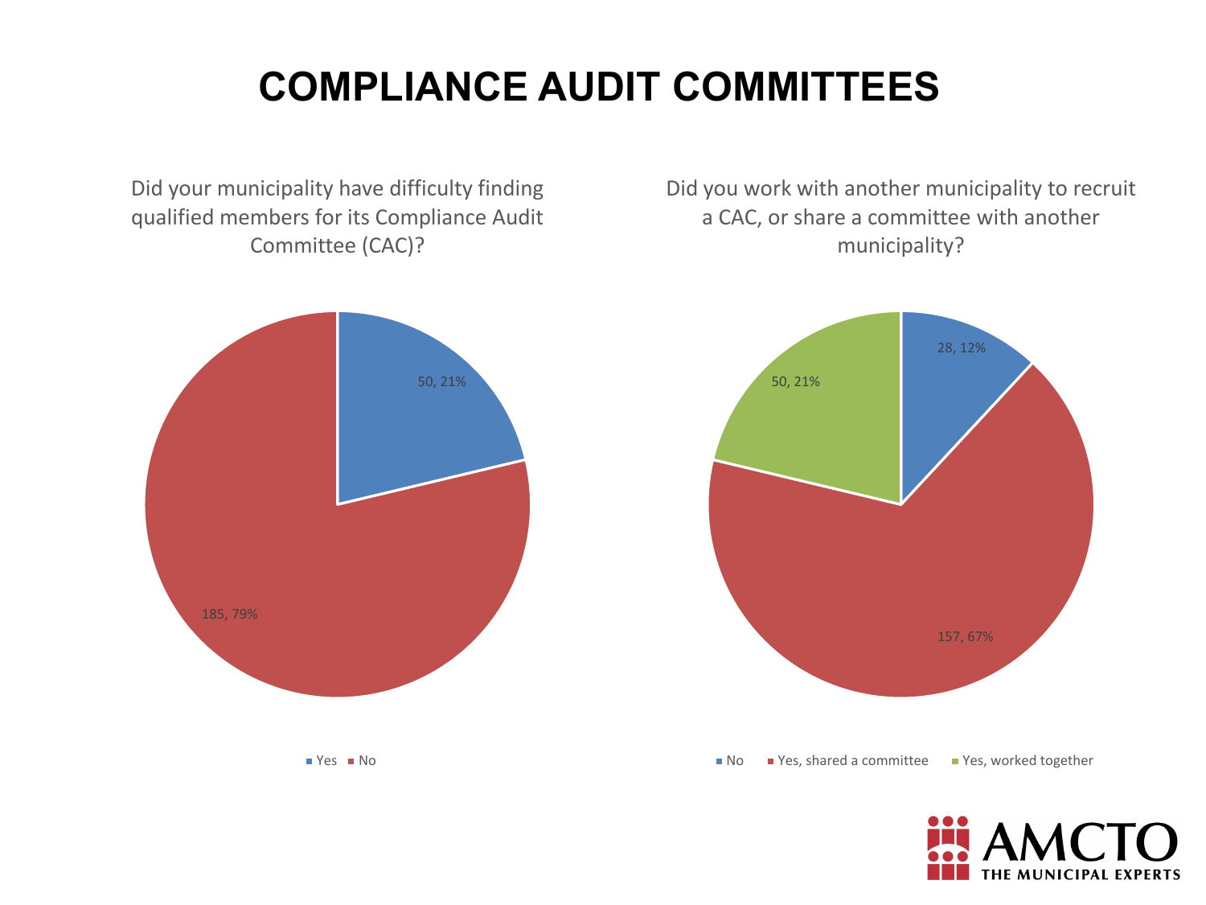# COMPLIANCE AUDIT COMMITTEES

Did your municipality have difficulty finding qualified members for its Compliance Audit Committee (CAC)?

| Response | Count | Percent |
|---|---|---|
| Yes | 50 | 21% |
| No | 185 | 79% |

Did you work with another municipality to recruit a CAC, or share a committee with another municipality?

| Response | Count | Percent |
|---|---|---|
| No | 28 | 12% |
| Yes, shared a committee | 157 | 67% |
| Yes, worked together | 50 | 21% |

AMCTO THE MUNICIPAL EXPERTS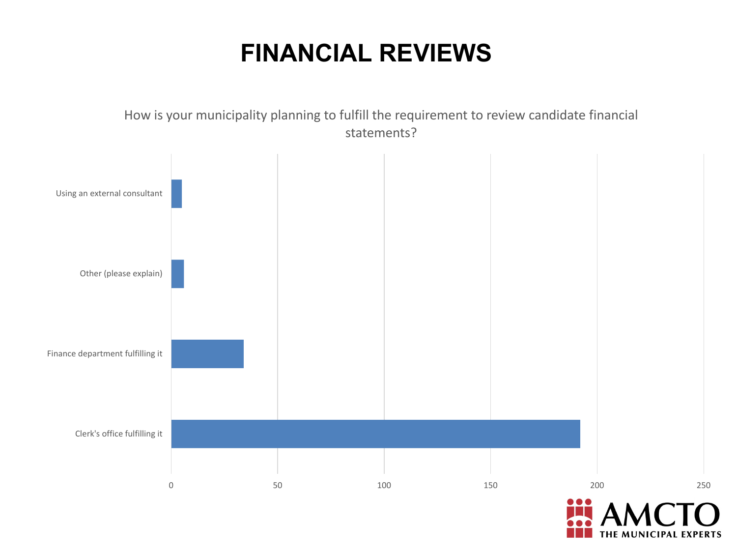# FINANCIAL REVIEWS

How is your municipality planning to fulfill the requirement to review candidate financial statements?

| Response | Approximate count |
| --- | --- |
| Using an external consultant | 5 |
| Other (please explain) | 6 |
| Finance department fulfilling it | 34 |
| Clerk's office fulfilling it | 192 |

AMCTO THE MUNICIPAL EXPERTS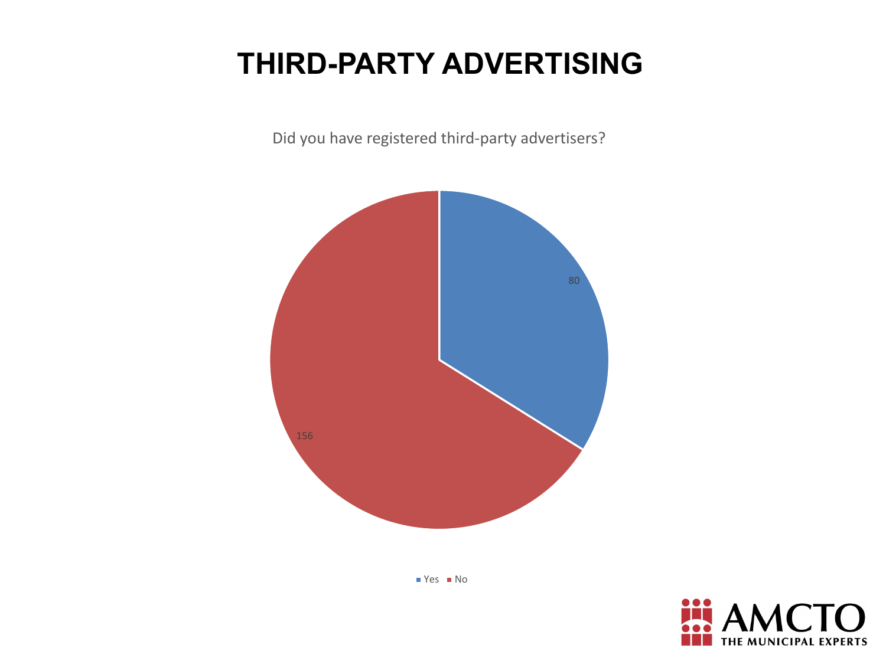# THIRD-PARTY ADVERTISING

Did you have registered third-party advertisers?

| Response | Count |
| --- | --- |
| Yes | 80 |
| No | 156 |

AMCTO THE MUNICIPAL EXPERTS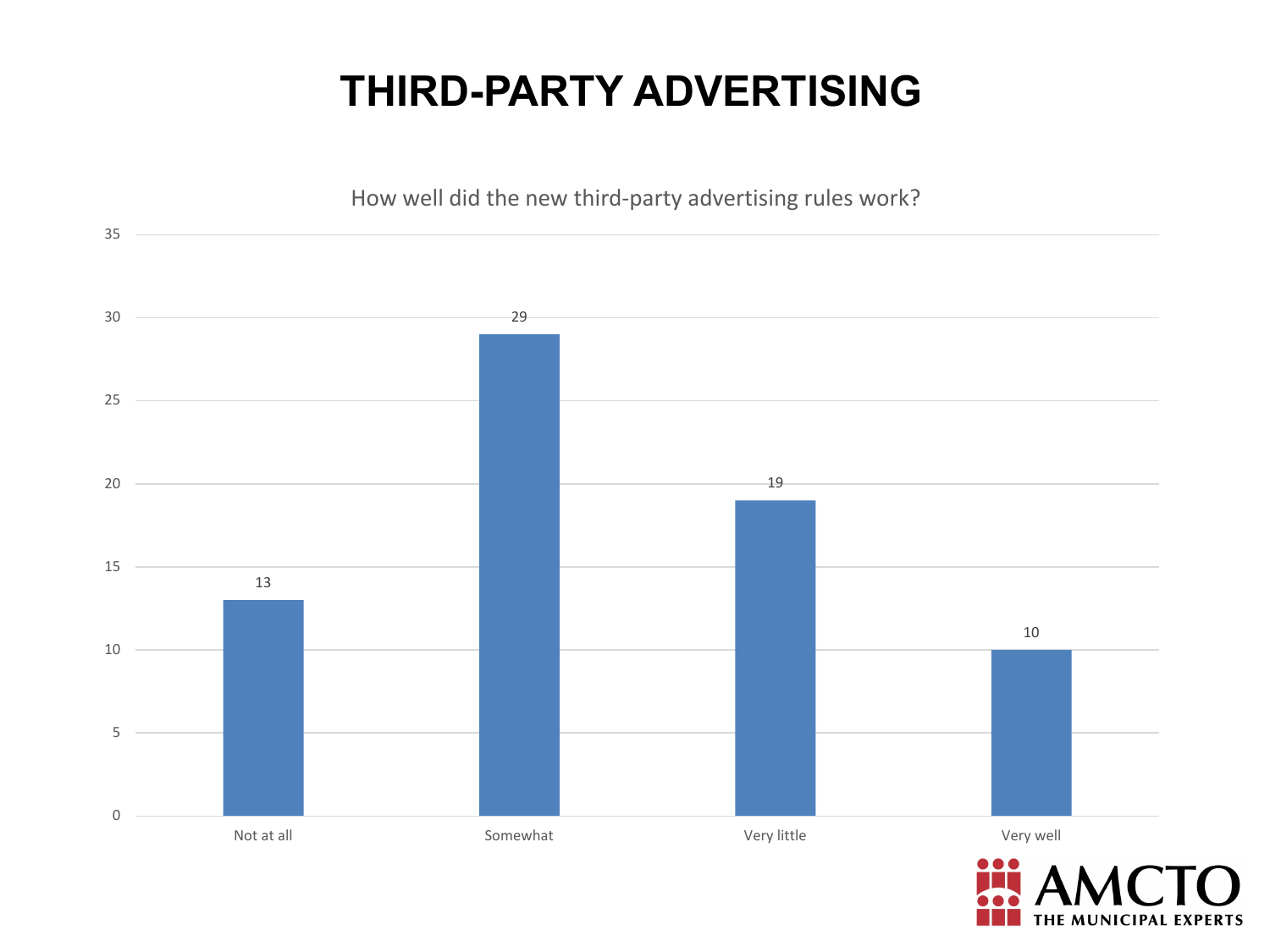# THIRD-PARTY ADVERTISING

How well did the new third-party advertising rules work?

35
30
25
20
15
10
5
0

13
29
19
10

Not at all
Somewhat
Very little
Very well

AMCTO
THE MUNICIPAL EXPERTS